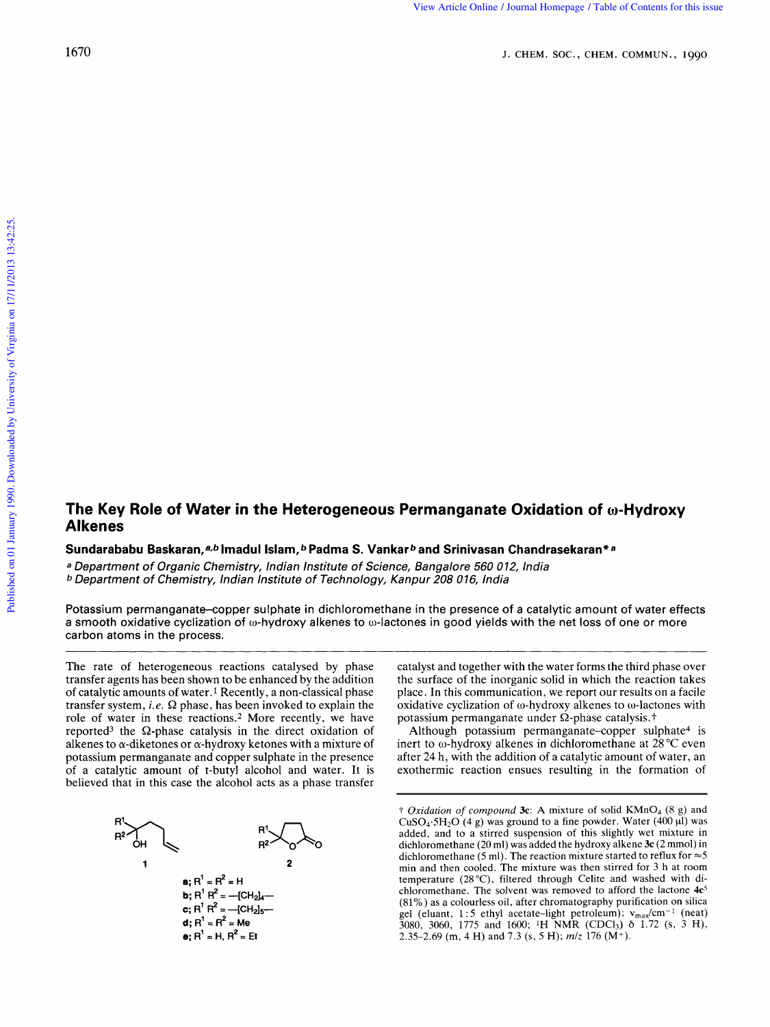# The Key Role of Water in the Heterogeneous Permanganate Oxidation of ω-Hydroxy Alkenes

**Sundarababu Baskaran,[a,b] Imadul Islam,[b] Padma S. Vankar[b] and Srinivasan Chandrasekaran*[a]**

[a] *Department of Organic Chemistry, Indian Institute of Science, Bangalore 560 012, India*
[b] *Department of Chemistry, Indian Institute of Technology, Kanpur 208 016, India*

Potassium permanganate–copper sulphate in dichloromethane in the presence of a catalytic amount of water effects a smooth oxidative cyclization of ω-hydroxy alkenes to ω-lactones in good yields with the net loss of one or more carbon atoms in the process.

The rate of heterogeneous reactions catalysed by phase transfer agents has been shown to be enhanced by the addition of catalytic amounts of water.[1] Recently, a non-classical phase transfer system, *i.e.* Ω phase, has been invoked to explain the role of water in these reactions.[2] More recently, we have reported[3] the Ω-phase catalysis in the direct oxidation of alkenes to α-diketones or α-hydroxy ketones with a mixture of potassium permanganate and copper sulphate in the presence of a catalytic amount of t-butyl alcohol and water. It is believed that in this case the alcohol acts as a phase transfer catalyst and together with the water forms the third phase over the surface of the inorganic solid in which the reaction takes place. In this communication, we report our results on a facile oxidative cyclization of ω-hydroxy alkenes to ω-lactones with potassium permanganate under Ω-phase catalysis.†

Although potassium permanganate–copper sulphate[4] is inert to ω-hydroxy alkenes in dichloromethane at 28 °C even after 24 h, with the addition of a catalytic amount of water, an exothermic reaction ensues resulting in the formation of

**1** **2**

**a**; $R^1 = R^2 = H$
**b**; $R^1 R^2 = -[CH_2]_4-$
**c**; $R^1 R^2 = -[CH_2]_5-$
**d**; $R^1 = R^2 = Me$
**e**; $R^1 = H, R^2 = Et$

† *Oxidation of compound* **3c**: A mixture of solid $KMnO_4$ (8 g) and $CuSO_4 \cdot 5H_2O$ (4 g) was ground to a fine powder. Water (400 μl) was added, and to a stirred suspension of this slightly wet mixture in dichloromethane (20 ml) was added the hydroxy alkene **3c** (2 mmol) in dichloromethane (5 ml). The reaction mixture started to reflux for ≈5 min and then cooled. The mixture was then stirred for 3 h at room temperature (28 °C), filtered through Celite and washed with dichloromethane. The solvent was removed to afford the lactone **4c**[5] (81%) as a colourless oil, after chromatography purification on silica gel (eluant, 1:5 ethyl acetate–light petroleum); $\nu_{max}/cm^{-1}$ (neat) 3080, 3060, 1775 and 1600; $^1H$ NMR ($CDCl_3$) δ 1.72 (s, 3 H), 2.35–2.69 (m, 4 H) and 7.3 (s, 5 H); *m/z* 176 ($M^+$).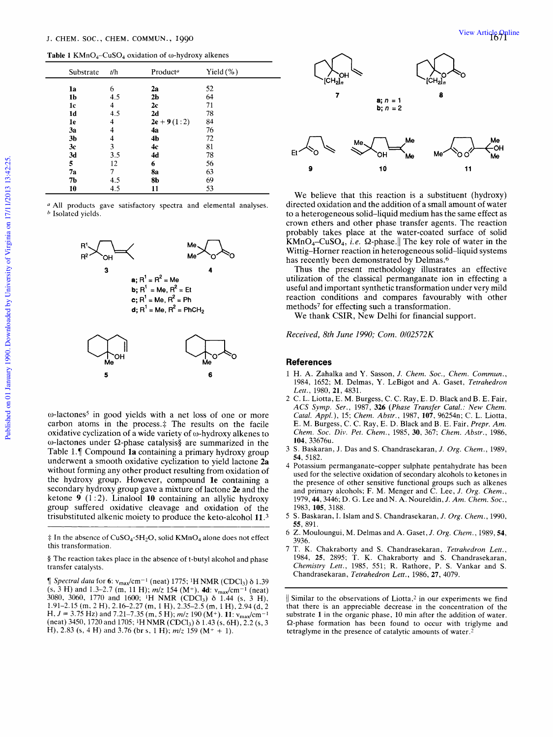Table 1 $KMnO_4$–$CuSO_4$ oxidation of ω-hydroxy alkenes

| Substrate | t/h | Product[a] | Yield (%)[b] |
| --- | --- | --- | --- |
| **1a** | 6 | **2a** | 52 |
| **1b** | 4.5 | **2b** | 64 |
| **1c** | 4 | **2c** | 71 |
| **1d** | 4.5 | **2d** | 78 |
| **1e** | 4 | **2e** + **9** (1:2) | 84 |
| **3a** | 4 | **4a** | 76 |
| **3b** | 4 | **4b** | 72 |
| **3c** | 3 | **4c** | 81 |
| **3d** | 3.5 | **4d** | 78 |
| **5** | 12 | **6** | 56 |
| **7a** | 7 | **8a** | 63 |
| **7b** | 4.5 | **8b** | 69 |
| **10** | 4.5 | **11** | 53 |

[a] All products gave satisfactory spectra and elemental analyses. [b] Isolated yields.

**3**  **4**

**a**; $R^1 = R^2 = Me$
**b**; $R^1 = Me$, $R^2 = Et$
**c**; $R^1 = Me$, $R^2 = Ph$
**d**; $R^1 = Me$, $R^2 = PhCH_2$

**5**  **6**

**7**  **8**

**a**; $n = 1$
**b**; $n = 2$

**9**  **10**  **11**

ω-lactones[5] in good yields with a net loss of one or more carbon atoms in the process.‡ The results on the facile oxidative cyclization of a wide variety of ω-hydroxy alkenes to ω-lactones under Ω-phase catalysis§ are summarized in the Table 1.¶ Compound **1a** containing a primary hydroxy group underwent a smooth oxidative cyclization to yield lactone **2a** without forming any other product resulting from oxidation of the hydroxy group. However, compound **1e** containing a secondary hydroxy group gave a mixture of lactone **2e** and the ketone **9** (1:2). Linalool **10** containing an allylic hydroxy group suffered oxidative cleavage and oxidation of the trisubstituted alkenic moiety to produce the keto-alcohol **11**.[3]

We believe that this reaction is a substituent (hydroxy) directed oxidation and the addition of a small amount of water to a heterogeneous solid–liquid medium has the same effect as crown ethers and other phase transfer agents. The reaction probably takes place at the water-coated surface of solid $KMnO_4$–$CuSO_4$, *i.e.* Ω-phase.|| The key role of water in the Wittig–Horner reaction in heterogeneous solid–liquid systems has recently been demonstrated by Delmas.[6]

Thus the present methodology illustrates an effective utilization of the classical permanganate ion in effecting a useful and important synthetic transformation under very mild reaction conditions and compares favourably with other methods[7] for effecting such a transformation.

We thank CSIR, New Delhi for financial support.

*Received, 8th June 1990; Com. 0/02572K*

‡ In the absence of $CuSO_4 \cdot 5H_2O$, solid $KMnO_4$ alone does not effect this transformation.

§ The reaction takes place in the absence of t-butyl alcohol and phase transfer catalysts.

¶ *Spectral data* for **6**: $\nu_{max}$/cm$^{-1}$ (neat) 1775; $^1$H NMR ($CDCl_3$) δ 1.39 (s, 3 H) and 1.3–2.7 (m, 11 H); *m/z* 154 ($M^+$). **4d**: $\nu_{max}$/cm$^{-1}$ (neat) 3080, 3060, 1770 and 1600; $^1$H NMR ($CDCl_3$) δ 1.44 (s, 3 H), 1.91–2.15 (m, 2 H), 2.16–2.27 (m, 1 H), 2.35–2.5 (m, 1 H), 2.94 (d, 2 H, $J$ = 3.75 Hz) and 7.21–7.35 (m, 5 H); *m/z* 190 ($M^+$). **11**: $\nu_{max}$/cm$^{-1}$ (neat) 3450, 1720 and 1705; $^1$H NMR ($CDCl_3$) δ 1.43 (s, 6H), 2.2 (s, 3 H), 2.83 (s, 4 H) and 3.76 (br s, 1 H); *m/z* 159 ($M^+$ + 1).

|| Similar to the observations of Liotta,[2] in our experiments we find that there is an appreciable decrease in the concentration of the substrate **1** in the organic phase, 10 min after the addition of water. Ω-phase formation has been found to occur with triglyme and tetraglyme in the presence of catalytic amounts of water.[2]

## References

1. H. A. Zahalka and Y. Sasson, *J. Chem. Soc., Chem. Commun.*, 1984, 1652; M. Delmas, Y. LeBigot and A. Gaset, *Tetrahedron Lett.*, 1980, **21**, 4831.
2. C. L. Liotta, E. M. Burgess, C. C. Ray, E. D. Black and B. E. Fair, *ACS Symp. Ser.*, 1987, **326** (*Phase Transfer Catal.: New Chem. Catal. Appl.*), 15; *Chem. Abstr.*, 1987, **107**, 96254n; C. L. Liotta, E. M. Burgess, C. C. Ray, E. D. Black and B. E. Fair, *Prepr. Am. Chem. Soc. Div. Pet. Chem.*, 1985, **30**, 367; *Chem. Abstr.*, 1986, **104**, 33676u.
3. S. Baskaran, J. Das and S. Chandrasekaran, *J. Org. Chem.*, 1989, **54**, 5182.
4. Potassium permanganate–copper sulphate pentahydrate has been used for the selective oxidation of secondary alcohols to ketones in the presence of other sensitive functional groups such as alkenes and primary alcohols; F. M. Menger and C. Lee, *J. Org. Chem.*, 1979, **44**, 3446; D. G. Lee and N. A. Noureldin, *J. Am. Chem. Soc.*, 1983, **105**, 3188.
5. S. Baskaran, I. Islam and S. Chandrasekaran, *J. Org. Chem.*, 1990, **55**, 891.
6. Z. Mouloungui, M. Delmas and A. Gaset, *J. Org. Chem.*, 1989, **54**, 3936.
7. T. K. Chakraborty and S. Chandrasekaran, *Tetrahedron Lett.*, 1984, **25**, 2895; T. K. Chakraborty and S. Chandrasekaran, *Chemistry Lett.*, 1985, 551; R. Rathore, P. S. Vankar and S. Chandrasekaran, *Tetrahedron Lett.*, 1986, **27**, 4079.